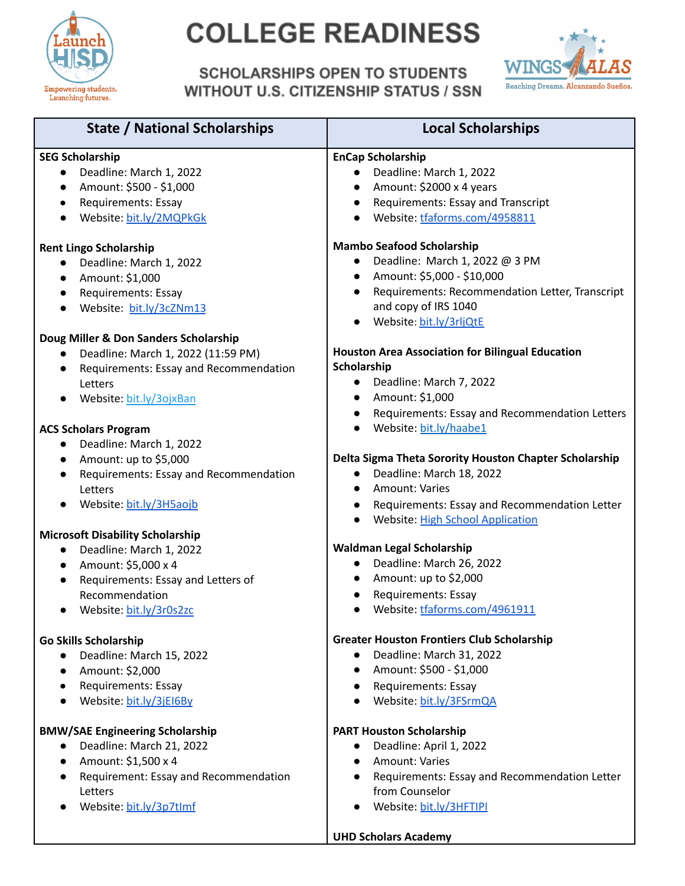# COLLEGE READINESS

## SCHOLARSHIPS OPEN TO STUDENTS WITHOUT U.S. CITIZENSHIP STATUS / SSN

Launch HISD — Empowering students. Launching futures.

WINGS ALAS — Reaching Dreams. Alcanzando Sueños.

## State / National Scholarships

**SEG Scholarship**
- Deadline: March 1, 2022
- Amount: $500 - $1,000
- Requirements: Essay
- Website: bit.ly/2MQPkGk

**Rent Lingo Scholarship**
- Deadline: March 1, 2022
- Amount: $1,000
- Requirements: Essay
- Website: bit.ly/3cZNm13

**Doug Miller & Don Sanders Scholarship**
- Deadline: March 1, 2022 (11:59 PM)
- Requirements: Essay and Recommendation Letters
- Website: bit.ly/3ojxBan

**ACS Scholars Program**
- Deadline: March 1, 2022
- Amount: up to $5,000
- Requirements: Essay and Recommendation Letters
- Website: bit.ly/3H5aojb

**Microsoft Disability Scholarship**
- Deadline: March 1, 2022
- Amount: $5,000 x 4
- Requirements: Essay and Letters of Recommendation
- Website: bit.ly/3r0s2zc

**Go Skills Scholarship**
- Deadline: March 15, 2022
- Amount: $2,000
- Requirements: Essay
- Website: bit.ly/3jEI6By

**BMW/SAE Engineering Scholarship**
- Deadline: March 21, 2022
- Amount: $1,500 x 4
- Requirement: Essay and Recommendation Letters
- Website: bit.ly/3p7tImf

## Local Scholarships

**EnCap Scholarship**
- Deadline: March 1, 2022
- Amount: $2000 x 4 years
- Requirements: Essay and Transcript
- Website: tfaforms.com/4958811

**Mambo Seafood Scholarship**
- Deadline: March 1, 2022 @ 3 PM
- Amount: $5,000 - $10,000
- Requirements: Recommendation Letter, Transcript and copy of IRS 1040
- Website: bit.ly/3rljQtE

**Houston Area Association for Bilingual Education Scholarship**
- Deadline: March 7, 2022
- Amount: $1,000
- Requirements: Essay and Recommendation Letters
- Website: bit.ly/haabe1

**Delta Sigma Theta Sorority Houston Chapter Scholarship**
- Deadline: March 18, 2022
- Amount: Varies
- Requirements: Essay and Recommendation Letter
- Website: High School Application

**Waldman Legal Scholarship**
- Deadline: March 26, 2022
- Amount: up to $2,000
- Requirements: Essay
- Website: tfaforms.com/4961911

**Greater Houston Frontiers Club Scholarship**
- Deadline: March 31, 2022
- Amount: $500 - $1,000
- Requirements: Essay
- Website: bit.ly/3FSrmQA

**PART Houston Scholarship**
- Deadline: April 1, 2022
- Amount: Varies
- Requirements: Essay and Recommendation Letter from Counselor
- Website: bit.ly/3HFTIPI

**UHD Scholars Academy**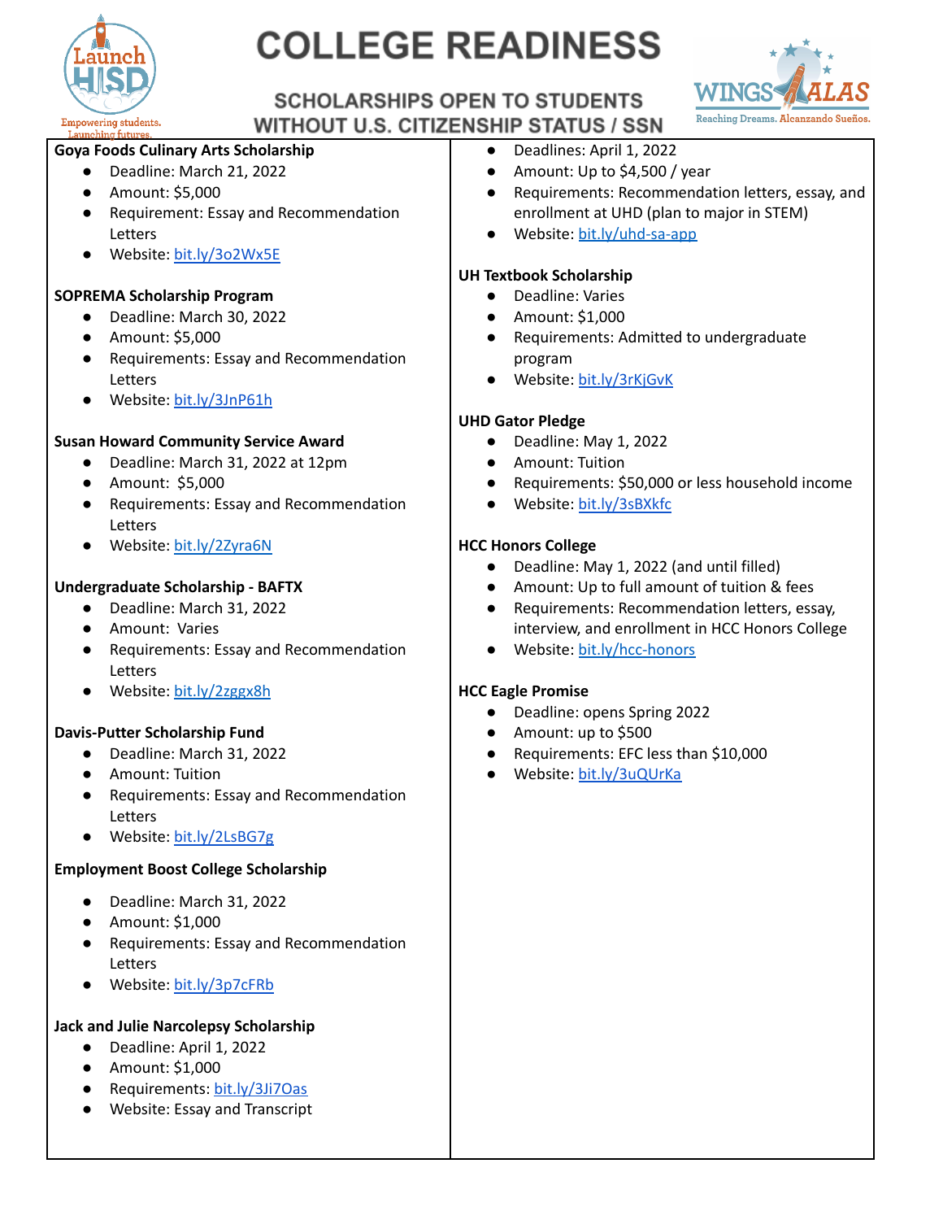# COLLEGE READINESS

## SCHOLARSHIPS OPEN TO STUDENTS WITHOUT U.S. CITIZENSHIP STATUS / SSN

**Goya Foods Culinary Arts Scholarship**

- Deadline: March 21, 2022
- Amount: $5,000
- Requirement: Essay and Recommendation Letters
- Website: bit.ly/3o2Wx5E

**SOPREMA Scholarship Program**

- Deadline: March 30, 2022
- Amount: $5,000
- Requirements: Essay and Recommendation Letters
- Website: bit.ly/3JnP61h

**Susan Howard Community Service Award**

- Deadline: March 31, 2022 at 12pm
- Amount: $5,000
- Requirements: Essay and Recommendation Letters
- Website: bit.ly/2Zyra6N

**Undergraduate Scholarship - BAFTX**

- Deadline: March 31, 2022
- Amount: Varies
- Requirements: Essay and Recommendation Letters
- Website: bit.ly/2zggx8h

**Davis-Putter Scholarship Fund**

- Deadline: March 31, 2022
- Amount: Tuition
- Requirements: Essay and Recommendation Letters
- Website: bit.ly/2LsBG7g

**Employment Boost College Scholarship**

- Deadline: March 31, 2022
- Amount: $1,000
- Requirements: Essay and Recommendation Letters
- Website: bit.ly/3p7cFRb

**Jack and Julie Narcolepsy Scholarship**

- Deadline: April 1, 2022
- Amount: $1,000
- Requirements: bit.ly/3Ji7Oas
- Website: Essay and Transcript

- Deadlines: April 1, 2022
- Amount: Up to $4,500 / year
- Requirements: Recommendation letters, essay, and enrollment at UHD (plan to major in STEM)
- Website: bit.ly/uhd-sa-app

**UH Textbook Scholarship**

- Deadline: Varies
- Amount: $1,000
- Requirements: Admitted to undergraduate program
- Website: bit.ly/3rKjGvK

**UHD Gator Pledge**

- Deadline: May 1, 2022
- Amount: Tuition
- Requirements: $50,000 or less household income
- Website: bit.ly/3sBXkfc

**HCC Honors College**

- Deadline: May 1, 2022 (and until filled)
- Amount: Up to full amount of tuition & fees
- Requirements: Recommendation letters, essay, interview, and enrollment in HCC Honors College
- Website: bit.ly/hcc-honors

**HCC Eagle Promise**

- Deadline: opens Spring 2022
- Amount: up to $500
- Requirements: EFC less than $10,000
- Website: bit.ly/3uQUrKa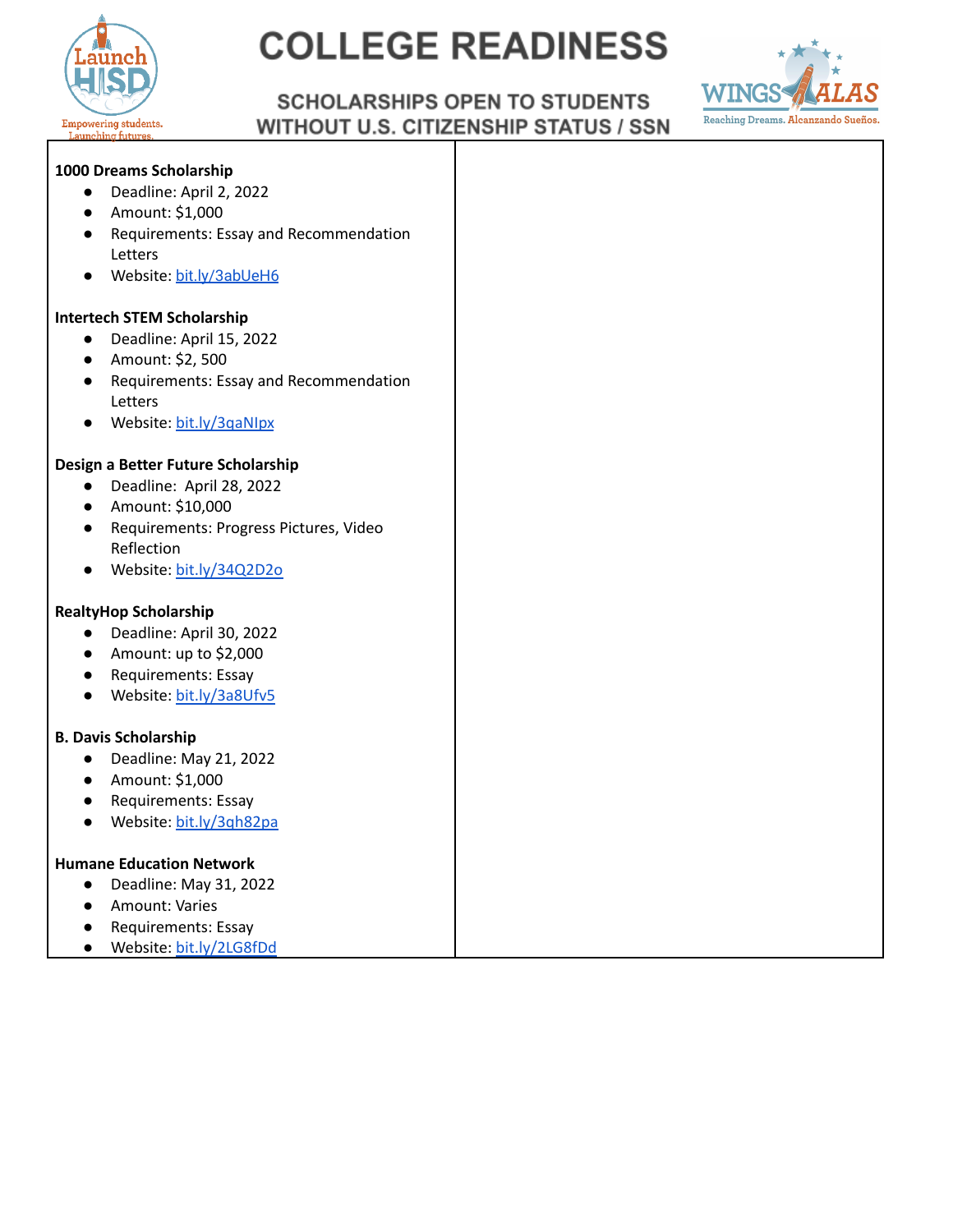# COLLEGE READINESS

## SCHOLARSHIPS OPEN TO STUDENTS WITHOUT U.S. CITIZENSHIP STATUS / SSN

**1000 Dreams Scholarship**
- Deadline: April 2, 2022
- Amount: $1,000
- Requirements: Essay and Recommendation Letters
- Website: bit.ly/3abUeH6

**Intertech STEM Scholarship**
- Deadline: April 15, 2022
- Amount: $2, 500
- Requirements: Essay and Recommendation Letters
- Website: bit.ly/3qaNIpx

**Design a Better Future Scholarship**
- Deadline: April 28, 2022
- Amount: $10,000
- Requirements: Progress Pictures, Video Reflection
- Website: bit.ly/34Q2D2o

**RealtyHop Scholarship**
- Deadline: April 30, 2022
- Amount: up to $2,000
- Requirements: Essay
- Website: bit.ly/3a8Ufv5

**B. Davis Scholarship**
- Deadline: May 21, 2022
- Amount: $1,000
- Requirements: Essay
- Website: bit.ly/3qh82pa

**Humane Education Network**
- Deadline: May 31, 2022
- Amount: Varies
- Requirements: Essay
- Website: bit.ly/2LG8fDd